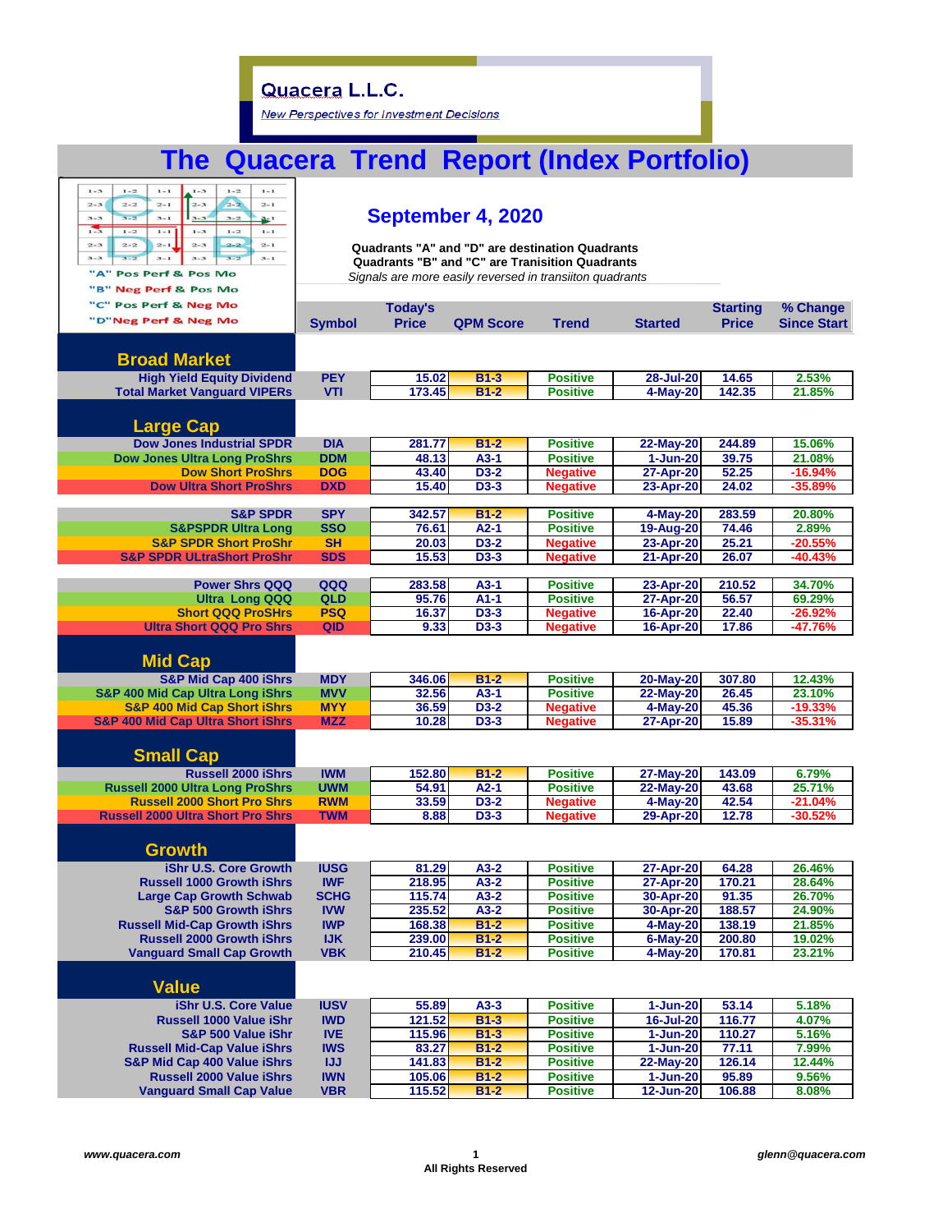**Quacera L.L.C.**

*New Perspectives for Investment Decisions*

# The Quacera Trend Report (Index Portfolio)

## September 4, 2020

**Quadrants "A" and "D" are destination Quadrants**
**Quadrants "B" and "C" are Tranisition Quadrants**
*Signals are more easily reversed in transiiton quadrants*

"A" Pos Perf & Pos Mo
"B" Neg Perf & Pos Mo
"C" Pos Perf & Neg Mo
"D" Neg Perf & Neg Mo

| | Symbol | Today's Price | QPM Score | Trend | Started | Starting Price | % Change Since Start |
|---|---|---|---|---|---|---|---|
| **Broad Market** | | | | | | | |
| High Yield Equity Dividend | PEY | 15.02 | B1-3 | Positive | 28-Jul-20 | 14.65 | 2.53% |
| Total Market Vanguard VIPERs | VTI | 173.45 | B1-2 | Positive | 4-May-20 | 142.35 | 21.85% |
| **Large Cap** | | | | | | | |
| Dow Jones Industrial SPDR | DIA | 281.77 | B1-2 | Positive | 22-May-20 | 244.89 | 15.06% |
| Dow Jones Ultra Long ProShrs | DDM | 48.13 | A3-1 | Positive | 1-Jun-20 | 39.75 | 21.08% |
| Dow Short ProShrs | DOG | 43.40 | D3-2 | Negative | 27-Apr-20 | 52.25 | -16.94% |
| Dow Ultra Short ProShrs | DXD | 15.40 | D3-3 | Negative | 23-Apr-20 | 24.02 | -35.89% |
| S&P SPDR | SPY | 342.57 | B1-2 | Positive | 4-May-20 | 283.59 | 20.80% |
| S&PSPDR Ultra Long | SSO | 76.61 | A2-1 | Positive | 19-Aug-20 | 74.46 | 2.89% |
| S&P SPDR Short ProShr | SH | 20.03 | D3-2 | Negative | 23-Apr-20 | 25.21 | -20.55% |
| S&P SPDR ULtraShort ProShr | SDS | 15.53 | D3-3 | Negative | 21-Apr-20 | 26.07 | -40.43% |
| Power Shrs QQQ | QQQ | 283.58 | A3-1 | Positive | 23-Apr-20 | 210.52 | 34.70% |
| Ultra Long QQQ | QLD | 95.76 | A1-1 | Positive | 27-Apr-20 | 56.57 | 69.29% |
| Short QQQ ProSHrs | PSQ | 16.37 | D3-3 | Negative | 16-Apr-20 | 22.40 | -26.92% |
| Ultra Short QQQ Pro Shrs | QID | 9.33 | D3-3 | Negative | 16-Apr-20 | 17.86 | -47.76% |
| **Mid Cap** | | | | | | | |
| S&P Mid Cap 400 iShrs | MDY | 346.06 | B1-2 | Positive | 20-May-20 | 307.80 | 12.43% |
| S&P 400 Mid Cap Ultra Long ProShrs | MVV | 32.56 | A3-1 | Positive | 22-May-20 | 26.45 | 23.10% |
| S&P 400 Mid Cap Short iShrs | MYY | 36.59 | D3-2 | Negative | 4-May-20 | 45.36 | -19.33% |
| S&P 400 Mid Cap Ultra Short iShrs | MZZ | 10.28 | D3-3 | Negative | 27-Apr-20 | 15.89 | -35.31% |
| **Small Cap** | | | | | | | |
| Russell 2000 iShrs | IWM | 152.80 | B1-2 | Positive | 27-May-20 | 143.09 | 6.79% |
| Russell 2000 Ultra Long ProShrs | UWM | 54.91 | A2-1 | Positive | 22-May-20 | 43.68 | 25.71% |
| Russell 2000 Short Pro Shrs | RWM | 33.59 | D3-2 | Negative | 4-May-20 | 42.54 | -21.04% |
| Russell 2000 Ultra Short Pro Shrs | TWM | 8.88 | D3-3 | Negative | 29-Apr-20 | 12.78 | -30.52% |
| **Growth** | | | | | | | |
| iShr U.S. Core Growth | IUSG | 81.29 | A3-2 | Positive | 27-Apr-20 | 64.28 | 26.46% |
| Russell 1000 Growth iShrs | IWF | 218.95 | A3-2 | Positive | 27-Apr-20 | 170.21 | 28.64% |
| Large Cap Growth Schwab | SCHG | 115.74 | A3-2 | Positive | 30-Apr-20 | 91.35 | 26.70% |
| S&P 500 Growth iShrs | IVW | 235.52 | A3-2 | Positive | 30-Apr-20 | 188.57 | 24.90% |
| Russell Mid-Cap Growth iShrs | IWP | 168.38 | B1-2 | Positive | 4-May-20 | 138.19 | 21.85% |
| Russell 2000 Growth iShrs | IJK | 239.00 | B1-2 | Positive | 6-May-20 | 200.80 | 19.02% |
| Vanguard Small Cap Growth | VBK | 210.45 | B1-2 | Positive | 4-May-20 | 170.81 | 23.21% |
| **Value** | | | | | | | |
| iShr U.S. Core Value | IUSV | 55.89 | A3-3 | Positive | 1-Jun-20 | 53.14 | 5.18% |
| Russell 1000 Value iShr | IWD | 121.52 | B1-3 | Positive | 16-Jul-20 | 116.77 | 4.07% |
| S&P 500 Value iShr | IVE | 115.96 | B1-3 | Positive | 1-Jun-20 | 110.27 | 5.16% |
| Russell Mid-Cap Value iShrs | IWS | 83.27 | B1-2 | Positive | 1-Jun-20 | 77.11 | 7.99% |
| S&P Mid Cap 400 Value iShrs | IJJ | 141.83 | B1-2 | Positive | 22-May-20 | 126.14 | 12.44% |
| Russell 2000 Value iShrs | IWN | 105.06 | B1-2 | Positive | 1-Jun-20 | 95.89 | 9.56% |
| Vanguard Small Cap Value | VBR | 115.52 | B1-2 | Positive | 12-Jun-20 | 106.88 | 8.08% |

www.quacera.com — All Rights Reserved — glenn@quacera.com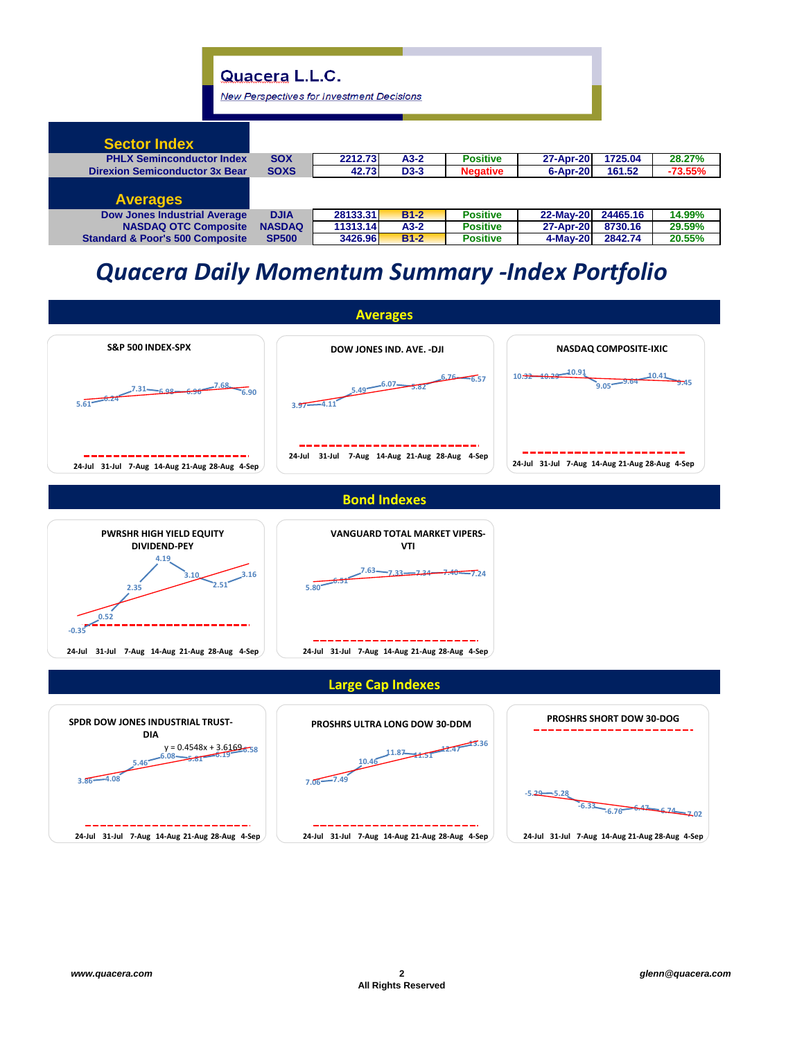**Quacera L.L.C.**

*New Perspectives for Investment Decisions*

## Sector Index

| | | | | | | | |
|---|---|---|---|---|---|---|---|
| PHLX Seminconductor Index | SOX | 2212.73 | A3-2 | Positive | 27-Apr-20 | 1725.04 | 28.27% |
| Direxion Semiconductor 3x Bear | SOXS | 42.73 | D3-3 | Negative | 6-Apr-20 | 161.52 | -73.55% |

## Averages

| | | | | | | | |
|---|---|---|---|---|---|---|---|
| Dow Jones Industrial Average | DJIA | 28133.31 | B1-2 | Positive | 22-May-20 | 24465.16 | 14.99% |
| NASDAQ OTC Composite | NASDAQ | 11313.14 | A3-2 | Positive | 27-Apr-20 | 8730.16 | 29.59% |
| Standard & Poor's 500 Composite | SP500 | 3426.96 | B1-2 | Positive | 4-May-20 | 2842.74 | 20.55% |

# Quacera Daily Momentum Summary -Index Portfolio

## Averages

**S&P 500 INDEX-SPX**: 5.61, 6.24, 7.31, 6.98, 6.96, 7.68, 6.90 (24-Jul, 31-Jul, 7-Aug, 14-Aug, 21-Aug, 28-Aug, 4-Sep)

**DOW JONES IND. AVE. -DJI**: 3.97, 4.11, 5.49, 6.07, 5.82, 6.76, 6.57 (24-Jul, 31-Jul, 7-Aug, 14-Aug, 21-Aug, 28-Aug, 4-Sep)

**NASDAQ COMPOSITE-IXIC**: 10.32, 10.29, 10.91, 9.05, 9.64, 10.41, 9.45 (24-Jul, 31-Jul, 7-Aug, 14-Aug, 21-Aug, 28-Aug, 4-Sep)

## Bond Indexes

**PWRSHR HIGH YIELD EQUITY DIVIDEND-PEY**: -0.35, 0.52, 2.35, 4.19, 3.10, 2.51, 3.16 (24-Jul, 31-Jul, 7-Aug, 14-Aug, 21-Aug, 28-Aug, 4-Sep)

**VANGUARD TOTAL MARKET VIPERS-VTI**: 5.80, 6.51, 7.63, 7.33, 7.34, 7.40, 7.24 (24-Jul, 31-Jul, 7-Aug, 14-Aug, 21-Aug, 28-Aug, 4-Sep)

## Large Cap Indexes

**SPDR DOW JONES INDUSTRIAL TRUST-DIA**: 3.86, 4.08, 5.46, 6.08, 5.81, 6.19, 6.58 (24-Jul, 31-Jul, 7-Aug, 14-Aug, 21-Aug, 28-Aug, 4-Sep); y = 0.4548x + 3.6169

**PROSHRS ULTRA LONG DOW 30-DDM**: 7.06, 7.49, 10.46, 11.87, 11.51, 12.47, 13.36 (24-Jul, 31-Jul, 7-Aug, 14-Aug, 21-Aug, 28-Aug, 4-Sep)

**PROSHRS SHORT DOW 30-DOG**: -5.29, -5.28, -6.33, -6.76, -6.47, -6.74, -7.02 (24-Jul, 31-Jul, 7-Aug, 14-Aug, 21-Aug, 28-Aug, 4-Sep)

*www.quacera.com* | All Rights Reserved | *glenn@quacera.com*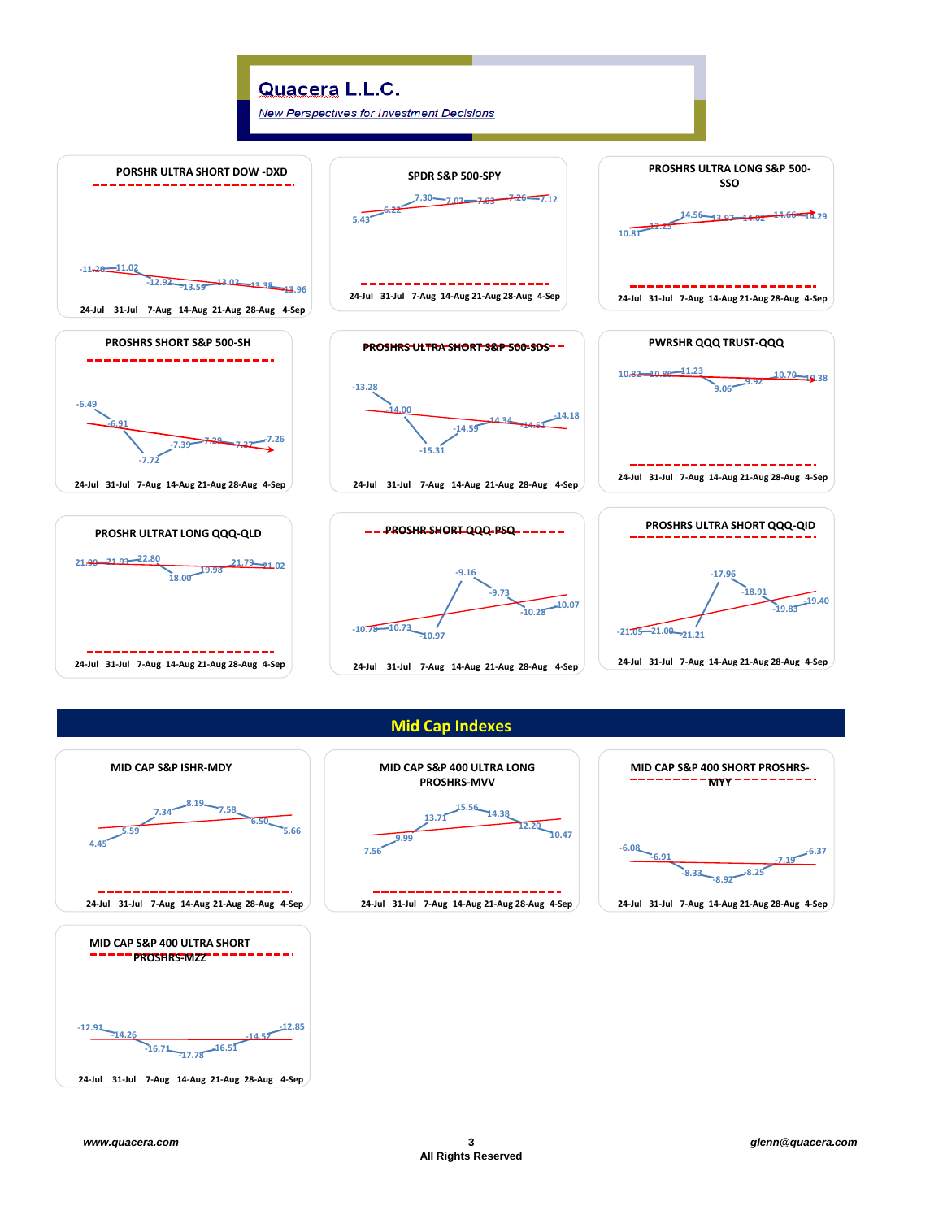**Quacera L.L.C.**

*New Perspectives for Investment Decisions*

#### PORSHR ULTRA SHORT DOW -DXD

| 24-Jul | 31-Jul | 7-Aug | 14-Aug | 21-Aug | 28-Aug | 4-Sep |
|---|---|---|---|---|---|---|
| -11.20 | -11.02 | -12.92 | -13.59 | -13.02 | -13.38 | -13.96 |

#### SPDR S&P 500-SPY

| 24-Jul | 31-Jul | 7-Aug | 14-Aug | 21-Aug | 28-Aug | 4-Sep |
|---|---|---|---|---|---|---|
| 5.43 | 6.22 | 7.30 | 7.02 | 7.03 | 7.26 | 7.12 |

#### PROSHRS ULTRA LONG S&P 500-SSO

| 24-Jul | 31-Jul | 7-Aug | 14-Aug | 21-Aug | 28-Aug | 4-Sep |
|---|---|---|---|---|---|---|
| 10.81 | 12.23 | 14.56 | 13.97 | 14.02 | 14.66 | 14.29 |

#### PROSHRS SHORT S&P 500-SH

| 24-Jul | 31-Jul | 7-Aug | 14-Aug | 21-Aug | 28-Aug | 4-Sep |
|---|---|---|---|---|---|---|
| -6.49 | -6.91 | -7.72 | -7.39 | -7.29 | -7.37 | -7.26 |

#### PROSHRS ULTRA SHORT S&P 500-SDS

| 24-Jul | 31-Jul | 7-Aug | 14-Aug | 21-Aug | 28-Aug | 4-Sep |
|---|---|---|---|---|---|---|
| -13.28 | -14.00 | -15.31 | -14.59 | -14.34 | -14.51 | -14.18 |

#### PWRSHR QQQ TRUST-QQQ

| 24-Jul | 31-Jul | 7-Aug | 14-Aug | 21-Aug | 28-Aug | 4-Sep |
|---|---|---|---|---|---|---|
| 10.82 | 10.80 | 11.23 | 9.06 | 9.92 | 10.70 | 10.38 |

#### PROSHR ULTRAT LONG QQQ-QLD

| 24-Jul | 31-Jul | 7-Aug | 14-Aug | 21-Aug | 28-Aug | 4-Sep |
|---|---|---|---|---|---|---|
| 21.90 | 21.93 | 22.80 | 18.00 | 19.98 | 21.79 | 21.02 |

#### PROSHR SHORT QQQ-PSQ

| 24-Jul | 31-Jul | 7-Aug | 14-Aug | 21-Aug | 28-Aug | 4-Sep |
|---|---|---|---|---|---|---|
| -10.78 | -10.73 | -10.97 | -9.16 | -9.73 | -10.28 | -10.07 |

#### PROSHRS ULTRA SHORT QQQ-QID

| 24-Jul | 31-Jul | 7-Aug | 14-Aug | 21-Aug | 28-Aug | 4-Sep |
|---|---|---|---|---|---|---|
| -21.05 | -21.00 | -21.21 | -17.96 | -18.91 | -19.83 | -19.40 |

## Mid Cap Indexes

#### MID CAP S&P ISHR-MDY

| 24-Jul | 31-Jul | 7-Aug | 14-Aug | 21-Aug | 28-Aug | 4-Sep |
|---|---|---|---|---|---|---|
| 4.45 | 5.59 | 7.34 | 8.19 | 7.58 | 6.50 | 5.66 |

#### MID CAP S&P 400 ULTRA LONG PROSHRS-MVV

| 24-Jul | 31-Jul | 7-Aug | 14-Aug | 21-Aug | 28-Aug | 4-Sep |
|---|---|---|---|---|---|---|
| 7.56 | 9.99 | 13.71 | 15.56 | 14.38 | 12.20 | 10.47 |

#### MID CAP S&P 400 SHORT PROSHRS-MYY

| 24-Jul | 31-Jul | 7-Aug | 14-Aug | 21-Aug | 28-Aug | 4-Sep |
|---|---|---|---|---|---|---|
| -6.08 | -6.91 | -8.33 | -8.92 | -8.25 | -7.19 | -6.37 |

#### MID CAP S&P 400 ULTRA SHORT PROSHRS-MZZ

| 24-Jul | 31-Jul | 7-Aug | 14-Aug | 21-Aug | 28-Aug | 4-Sep |
|---|---|---|---|---|---|---|
| -12.91 | -14.26 | -16.71 | -17.78 | -16.51 | -14.52 | -12.85 |

www.quacera.com — All Rights Reserved — glenn@quacera.com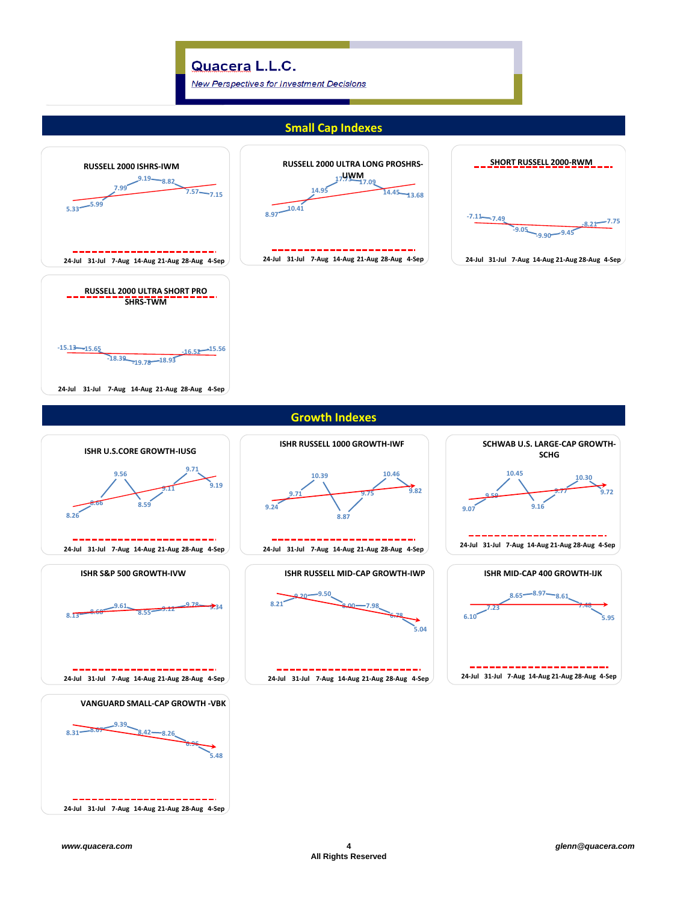# Quacera L.L.C.

*New Perspectives for Investment Decisions*

## Small Cap Indexes

### RUSSELL 2000 ISHRS-IWM

| 24-Jul | 31-Jul | 7-Aug | 14-Aug | 21-Aug | 28-Aug | 4-Sep |
|---|---|---|---|---|---|---|
| 5.33 | 5.99 | 7.99 | 9.19 | 8.82 | 7.57 | 7.15 |

### RUSSELL 2000 ULTRA LONG PROSHRS-UWM

| 24-Jul | 31-Jul | 7-Aug | 14-Aug | 21-Aug | 28-Aug | 4-Sep |
|---|---|---|---|---|---|---|
| 8.97 | 10.41 | 14.95 | 17.73 | 17.09 | 14.45 | 13.68 |

### SHORT RUSSELL 2000-RWM

| 24-Jul | 31-Jul | 7-Aug | 14-Aug | 21-Aug | 28-Aug | 4-Sep |
|---|---|---|---|---|---|---|
| -7.11 | -7.49 | -9.05 | -9.90 | -9.45 | -8.21 | -7.75 |

### RUSSELL 2000 ULTRA SHORT PRO SHRS-TWM

| 24-Jul | 31-Jul | 7-Aug | 14-Aug | 21-Aug | 28-Aug | 4-Sep |
|---|---|---|---|---|---|---|
| -15.13 | -15.65 | -18.39 | -19.78 | -18.93 | -16.52 | -15.56 |

## Growth Indexes

### ISHR U.S.CORE GROWTH-IUSG

| 24-Jul | 31-Jul | 7-Aug | 14-Aug | 21-Aug | 28-Aug | 4-Sep |
|---|---|---|---|---|---|---|
| 8.26 | 8.66 | 9.56 | 8.59 | 9.11 | 9.71 | 9.19 |

### ISHR RUSSELL 1000 GROWTH-IWF

| 24-Jul | 31-Jul | 7-Aug | 14-Aug | 21-Aug | 28-Aug | 4-Sep |
|---|---|---|---|---|---|---|
| 9.24 | 9.71 | 10.39 | 8.87 | 9.75 | 10.46 | 9.82 |

### SCHWAB U.S. LARGE-CAP GROWTH-SCHG

| 24-Jul | 31-Jul | 7-Aug | 14-Aug | 21-Aug | 28-Aug | 4-Sep |
|---|---|---|---|---|---|---|
| 9.07 | 9.59 | 10.45 | 9.16 | 9.77 | 10.30 | 9.72 |

### ISHR S&P 500 GROWTH-IVW

| 24-Jul | 31-Jul | 7-Aug | 14-Aug | 21-Aug | 28-Aug | 4-Sep |
|---|---|---|---|---|---|---|
| 8.13 | 8.68 | 9.61 | 8.55 | 9.12 | 9.78 | 9.34 |

### ISHR RUSSELL MID-CAP GROWTH-IWP

| 24-Jul | 31-Jul | 7-Aug | 14-Aug | 21-Aug | 28-Aug | 4-Sep |
|---|---|---|---|---|---|---|
| 8.21 | 9.20 | 9.50 | 8.00 | 7.98 | 6.78 | 5.04 |

### ISHR MID-CAP 400 GROWTH-IJK

| 24-Jul | 31-Jul | 7-Aug | 14-Aug | 21-Aug | 28-Aug | 4-Sep |
|---|---|---|---|---|---|---|
| 6.10 | 7.23 | 8.65 | 8.97 | 8.61 | 7.48 | 5.95 |

### VANGUARD SMALL-CAP GROWTH -VBK

| 24-Jul | 31-Jul | 7-Aug | 14-Aug | 21-Aug | 28-Aug | 4-Sep |
|---|---|---|---|---|---|---|
| 8.31 | 8.67 | 9.39 | 8.42 | 8.26 | 6.96 | 5.48 |

*www.quacera.com* | All Rights Reserved | *glenn@quacera.com*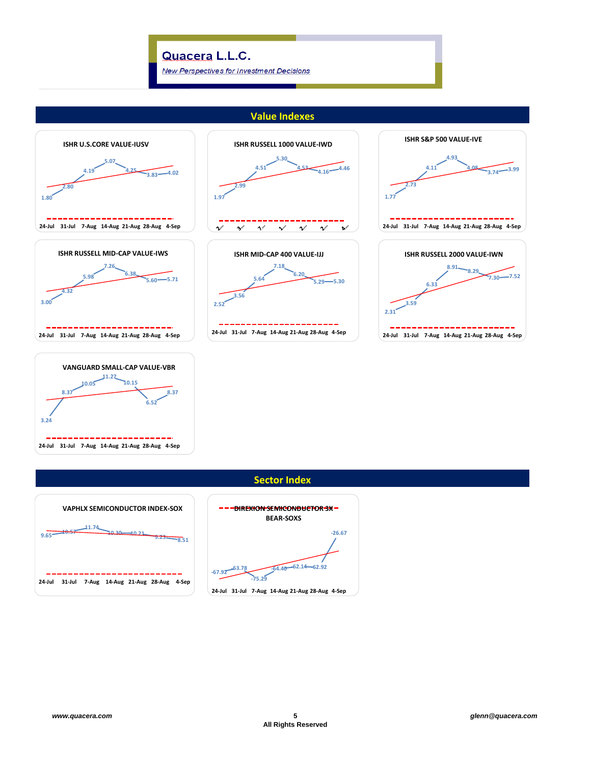**Quacera L.L.C.**

*New Perspectives for Investment Decisions*

## Value Indexes

ISHR U.S.CORE VALUE-IUSV

1.80
2.80
4.19
5.07
4.25
3.83
4.02

24-Jul 31-Jul 7-Aug 14-Aug 21-Aug 28-Aug 4-Sep

ISHR RUSSELL 1000 VALUE-IWD

1.97
2.99
4.51
5.30
4.53
4.16
4.46

ISHR S&P 500 VALUE-IVE

1.77
2.73
4.11
4.93
4.08
3.74
3.99

24-Jul 31-Jul 7-Aug 14-Aug 21-Aug 28-Aug 4-Sep

ISHR RUSSELL MID-CAP VALUE-IWS

3.00
4.32
5.98
7.26
6.38
5.60
5.71

24-Jul 31-Jul 7-Aug 14-Aug 21-Aug 28-Aug 4-Sep

ISHR MID-CAP 400 VALUE-IJJ

2.52
3.56
5.64
7.18
6.20
5.29
5.30

24-Jul 31-Jul 7-Aug 14-Aug 21-Aug 28-Aug 4-Sep

ISHR RUSSELL 2000 VALUE-IWN

2.31
3.59
6.33
8.91
8.29
7.30
7.52

24-Jul 31-Jul 7-Aug 14-Aug 21-Aug 28-Aug 4-Sep

VANGUARD SMALL-CAP VALUE-VBR

3.24
8.37
10.05
11.27
10.15
6.52
8.37

24-Jul 31-Jul 7-Aug 14-Aug 21-Aug 28-Aug 4-Sep

## Sector Index

VAPHLX SEMICONDUCTOR INDEX-SOX

9.65
10.57
11.74
10.30
10.21
9.23
8.51

24-Jul 31-Jul 7-Aug 14-Aug 21-Aug 28-Aug 4-Sep

DIREXION SEMICONDUCTOR 3X BEAR-SOXS

-67.92
-63.78
-75.29
-64.40
-62.14
-62.92
-26.67

24-Jul 31-Jul 7-Aug 14-Aug 21-Aug 28-Aug 4-Sep

*www.quacera.com* | All Rights Reserved | *glenn@quacera.com*